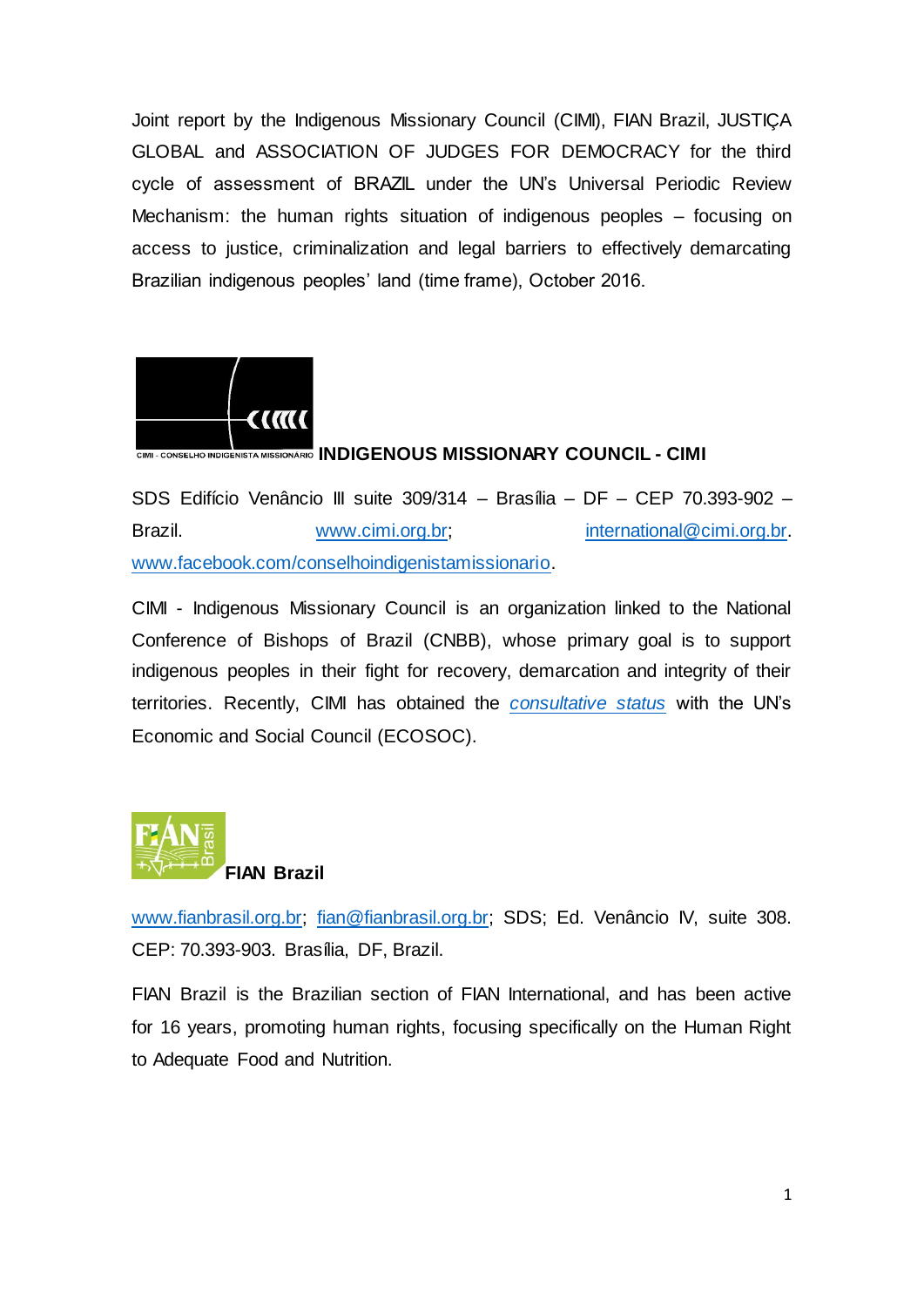Joint report by the Indigenous Missionary Council (CIMI), FIAN Brazil, JUSTIÇA GLOBAL and ASSOCIATION OF JUDGES FOR DEMOCRACY for the third cycle of assessment of BRAZIL under the UN's Universal Periodic Review Mechanism: the human rights situation of indigenous peoples – focusing on access to justice, criminalization and legal barriers to effectively demarcating Brazilian indigenous peoples' land (time frame), October 2016.

CIMI - CONSELHO INDIGENISTA MISSIONÁRIO **INDIGENOUS MISSIONARY COUNCIL - CIMI**

SDS Edifício Venâncio III suite 309/314 – Brasília – DF – CEP 70.393-902 – Brazil. www.cimi.org.br; international@cimi.org.br. www.facebook.com/conselhoindigenistamissionario.

CIMI - Indigenous Missionary Council is an organization linked to the National Conference of Bishops of Brazil (CNBB), whose primary goal is to support indigenous peoples in their fight for recovery, demarcation and integrity of their territories. Recently, CIMI has obtained the *consultative status* with the UN's Economic and Social Council (ECOSOC).

**FIAN Brazil**

www.fianbrasil.org.br; fian@fianbrasil.org.br; SDS; Ed. Venâncio IV, suite 308. CEP: 70.393-903. Brasília, DF, Brazil.

FIAN Brazil is the Brazilian section of FIAN International, and has been active for 16 years, promoting human rights, focusing specifically on the Human Right to Adequate Food and Nutrition.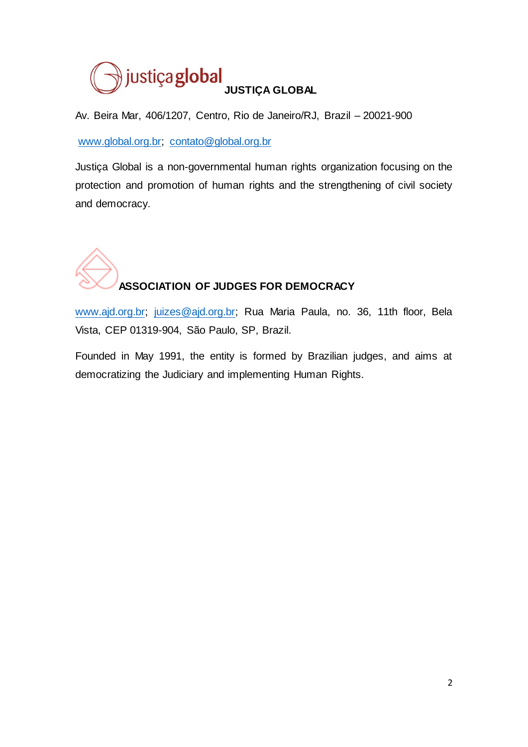## JUSTIÇA GLOBAL

Av. Beira Mar, 406/1207, Centro, Rio de Janeiro/RJ, Brazil – 20021-900

www.global.org.br; contato@global.org.br

Justiça Global is a non-governmental human rights organization focusing on the protection and promotion of human rights and the strengthening of civil society and democracy.

## ASSOCIATION OF JUDGES FOR DEMOCRACY

www.ajd.org.br; juizes@ajd.org.br; Rua Maria Paula, no. 36, 11th floor, Bela Vista, CEP 01319-904, São Paulo, SP, Brazil.

Founded in May 1991, the entity is formed by Brazilian judges, and aims at democratizing the Judiciary and implementing Human Rights.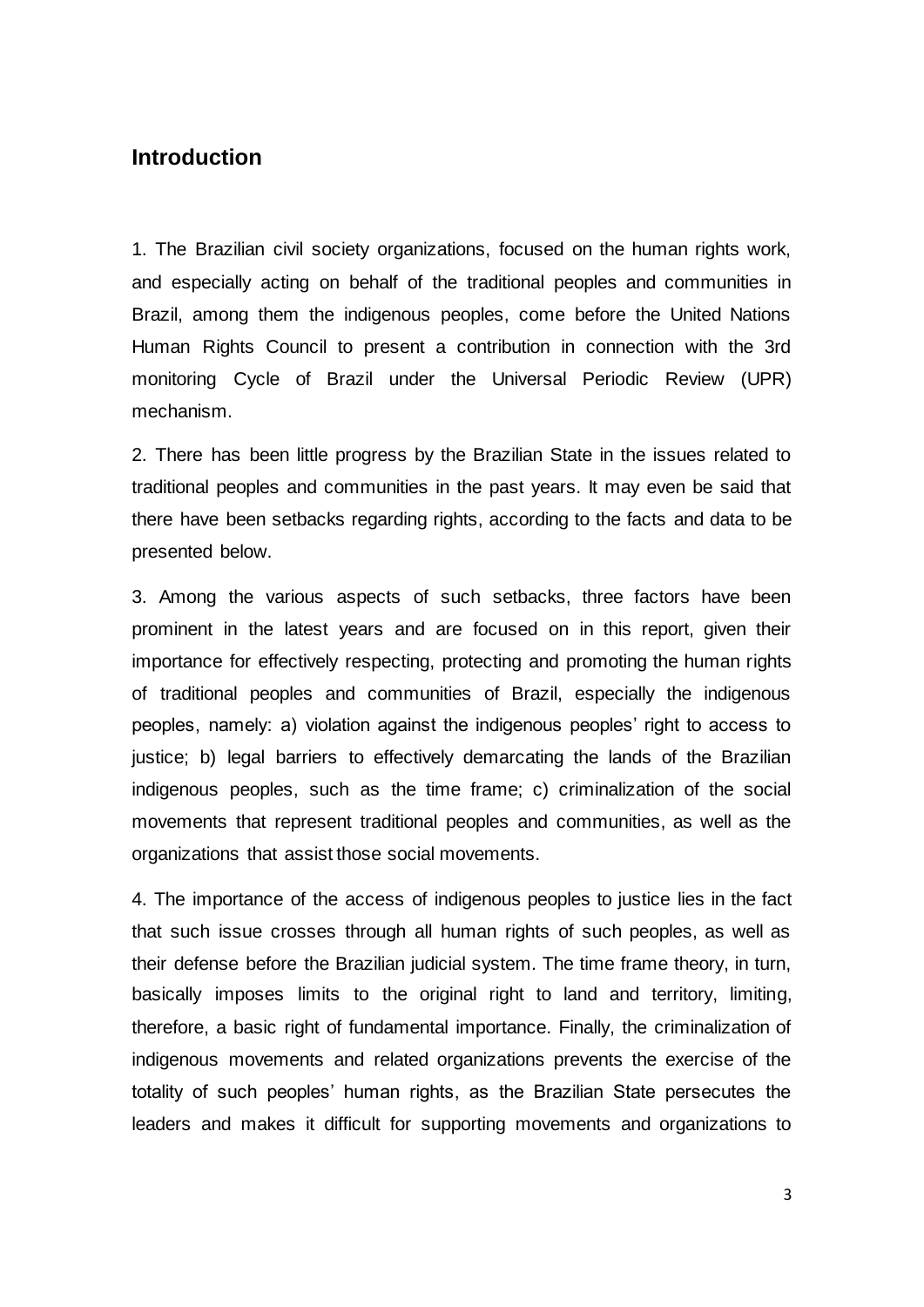## Introduction

1. The Brazilian civil society organizations, focused on the human rights work, and especially acting on behalf of the traditional peoples and communities in Brazil, among them the indigenous peoples, come before the United Nations Human Rights Council to present a contribution in connection with the 3rd monitoring Cycle of Brazil under the Universal Periodic Review (UPR) mechanism.

2. There has been little progress by the Brazilian State in the issues related to traditional peoples and communities in the past years. It may even be said that there have been setbacks regarding rights, according to the facts and data to be presented below.

3. Among the various aspects of such setbacks, three factors have been prominent in the latest years and are focused on in this report, given their importance for effectively respecting, protecting and promoting the human rights of traditional peoples and communities of Brazil, especially the indigenous peoples, namely: a) violation against the indigenous peoples' right to access to justice; b) legal barriers to effectively demarcating the lands of the Brazilian indigenous peoples, such as the time frame; c) criminalization of the social movements that represent traditional peoples and communities, as well as the organizations that assist those social movements.

4. The importance of the access of indigenous peoples to justice lies in the fact that such issue crosses through all human rights of such peoples, as well as their defense before the Brazilian judicial system. The time frame theory, in turn, basically imposes limits to the original right to land and territory, limiting, therefore, a basic right of fundamental importance. Finally, the criminalization of indigenous movements and related organizations prevents the exercise of the totality of such peoples' human rights, as the Brazilian State persecutes the leaders and makes it difficult for supporting movements and organizations to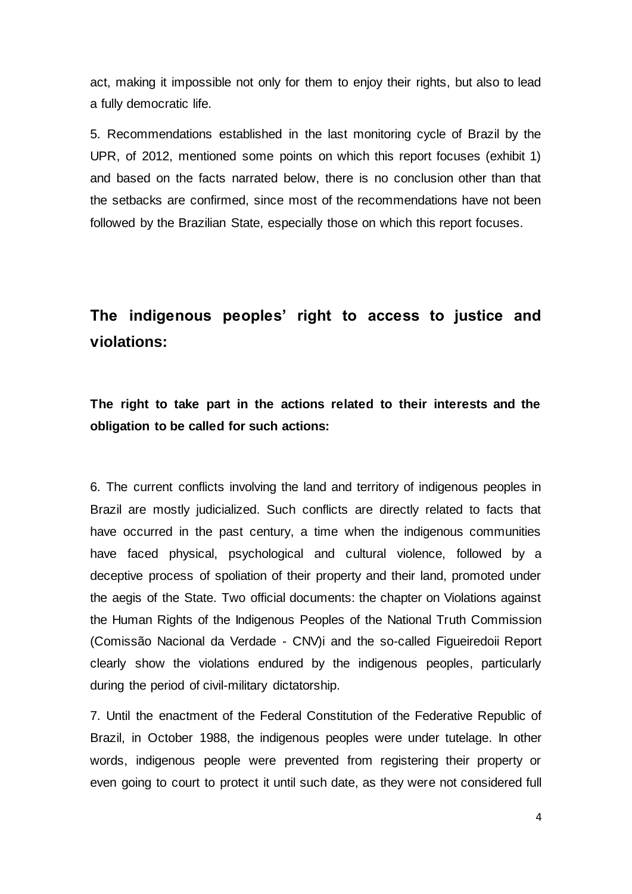act, making it impossible not only for them to enjoy their rights, but also to lead a fully democratic life.

5. Recommendations established in the last monitoring cycle of Brazil by the UPR, of 2012, mentioned some points on which this report focuses (exhibit 1) and based on the facts narrated below, there is no conclusion other than that the setbacks are confirmed, since most of the recommendations have not been followed by the Brazilian State, especially those on which this report focuses.

## The indigenous peoples' right to access to justice and violations:

**The right to take part in the actions related to their interests and the obligation to be called for such actions:**

6. The current conflicts involving the land and territory of indigenous peoples in Brazil are mostly judicialized. Such conflicts are directly related to facts that have occurred in the past century, a time when the indigenous communities have faced physical, psychological and cultural violence, followed by a deceptive process of spoliation of their property and their land, promoted under the aegis of the State. Two official documents: the chapter on Violations against the Human Rights of the Indigenous Peoples of the National Truth Commission (Comissão Nacional da Verdade - CNV)[i] and the so-called Figueiredo[ii] Report clearly show the violations endured by the indigenous peoples, particularly during the period of civil-military dictatorship.

7. Until the enactment of the Federal Constitution of the Federative Republic of Brazil, in October 1988, the indigenous peoples were under tutelage. In other words, indigenous people were prevented from registering their property or even going to court to protect it until such date, as they were not considered full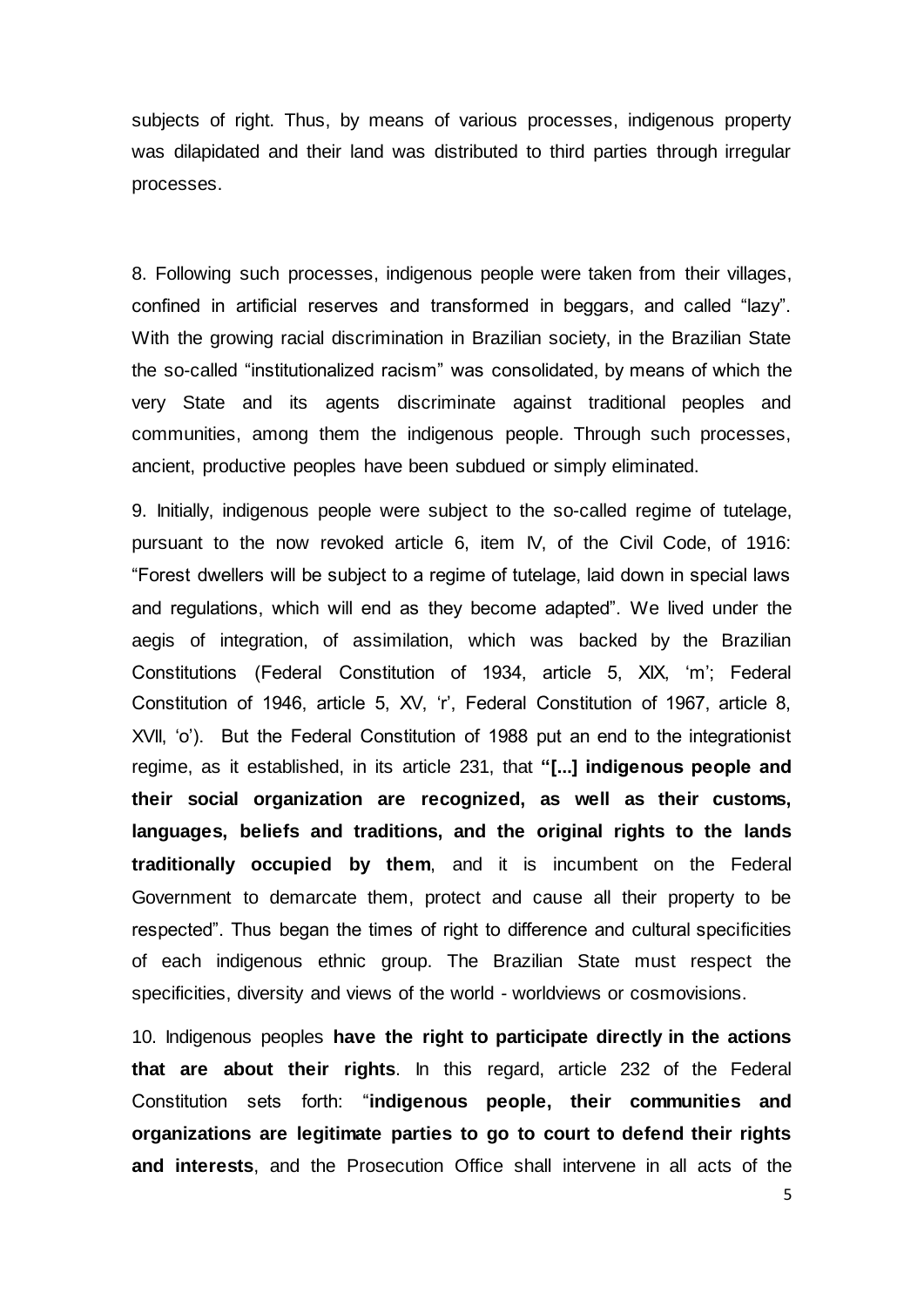subjects of right. Thus, by means of various processes, indigenous property was dilapidated and their land was distributed to third parties through irregular processes.

8. Following such processes, indigenous people were taken from their villages, confined in artificial reserves and transformed in beggars, and called "lazy". With the growing racial discrimination in Brazilian society, in the Brazilian State the so-called "institutionalized racism" was consolidated, by means of which the very State and its agents discriminate against traditional peoples and communities, among them the indigenous people. Through such processes, ancient, productive peoples have been subdued or simply eliminated.

9. Initially, indigenous people were subject to the so-called regime of tutelage, pursuant to the now revoked article 6, item IV, of the Civil Code, of 1916: "Forest dwellers will be subject to a regime of tutelage, laid down in special laws and regulations, which will end as they become adapted". We lived under the aegis of integration, of assimilation, which was backed by the Brazilian Constitutions (Federal Constitution of 1934, article 5, XIX, 'm'; Federal Constitution of 1946, article 5, XV, 'r', Federal Constitution of 1967, article 8, XVII, 'o'). But the Federal Constitution of 1988 put an end to the integrationist regime, as it established, in its article 231, that **"[...] indigenous people and their social organization are recognized, as well as their customs, languages, beliefs and traditions, and the original rights to the lands traditionally occupied by them**, and it is incumbent on the Federal Government to demarcate them, protect and cause all their property to be respected". Thus began the times of right to difference and cultural specificities of each indigenous ethnic group. The Brazilian State must respect the specificities, diversity and views of the world - worldviews or cosmovisions.

10. Indigenous peoples **have the right to participate directly in the actions that are about their rights**. In this regard, article 232 of the Federal Constitution sets forth: "**indigenous people, their communities and organizations are legitimate parties to go to court to defend their rights and interests**, and the Prosecution Office shall intervene in all acts of the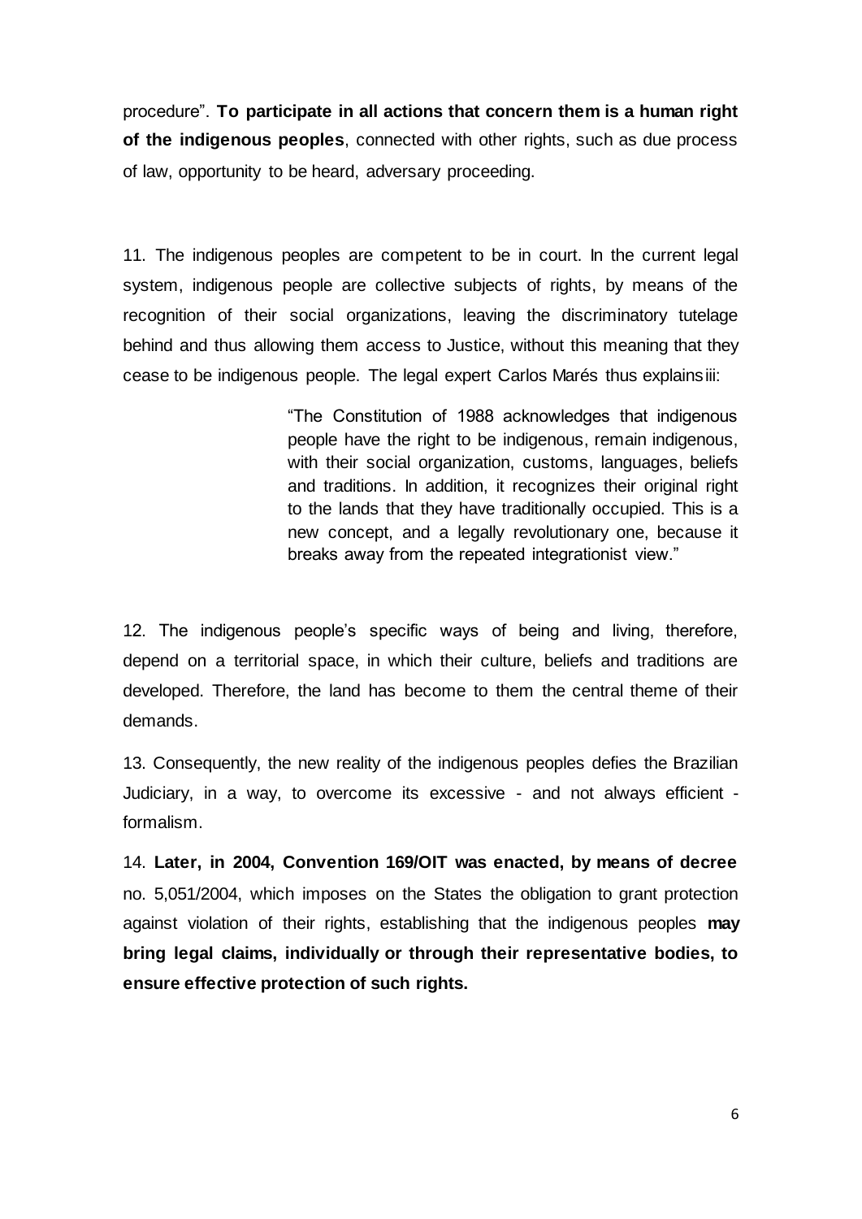procedure". **To participate in all actions that concern them is a human right of the indigenous peoples**, connected with other rights, such as due process of law, opportunity to be heard, adversary proceeding.

11. The indigenous peoples are competent to be in court. In the current legal system, indigenous people are collective subjects of rights, by means of the recognition of their social organizations, leaving the discriminatory tutelage behind and thus allowing them access to Justice, without this meaning that they cease to be indigenous people. The legal expert Carlos Marés thus explains[iii]:

> "The Constitution of 1988 acknowledges that indigenous people have the right to be indigenous, remain indigenous, with their social organization, customs, languages, beliefs and traditions. In addition, it recognizes their original right to the lands that they have traditionally occupied. This is a new concept, and a legally revolutionary one, because it breaks away from the repeated integrationist view."

12. The indigenous people's specific ways of being and living, therefore, depend on a territorial space, in which their culture, beliefs and traditions are developed. Therefore, the land has become to them the central theme of their demands.

13. Consequently, the new reality of the indigenous peoples defies the Brazilian Judiciary, in a way, to overcome its excessive - and not always efficient - formalism.

14. **Later, in 2004, Convention 169/OIT was enacted, by means of decree** no. 5,051/2004, which imposes on the States the obligation to grant protection against violation of their rights, establishing that the indigenous peoples **may bring legal claims, individually or through their representative bodies, to ensure effective protection of such rights.**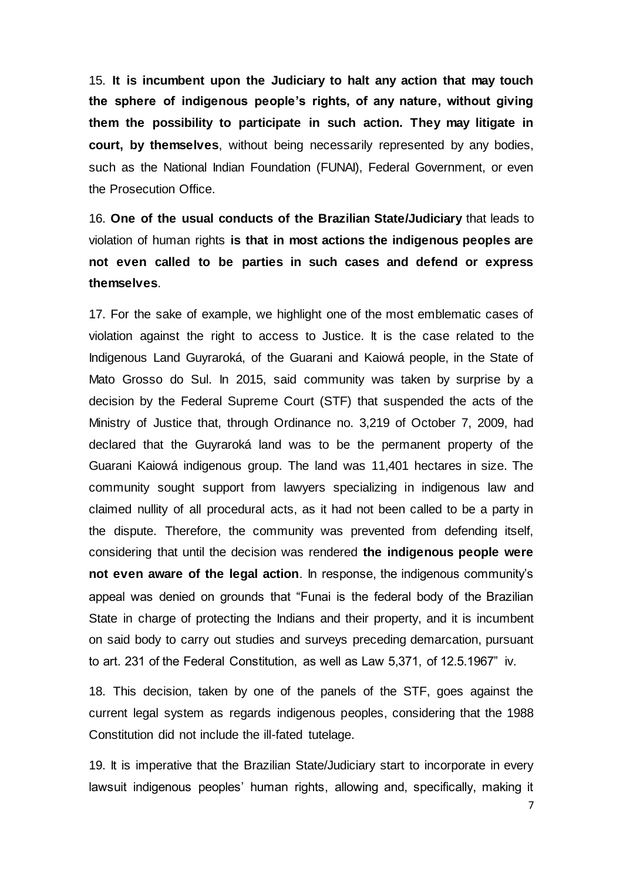15. **It is incumbent upon the Judiciary to halt any action that may touch the sphere of indigenous people's rights, of any nature, without giving them the possibility to participate in such action. They may litigate in court, by themselves**, without being necessarily represented by any bodies, such as the National Indian Foundation (FUNAI), Federal Government, or even the Prosecution Office.

16. **One of the usual conducts of the Brazilian State/Judiciary** that leads to violation of human rights **is that in most actions the indigenous peoples are not even called to be parties in such cases and defend or express themselves**.

17. For the sake of example, we highlight one of the most emblematic cases of violation against the right to access to Justice. It is the case related to the Indigenous Land Guyraroká, of the Guarani and Kaiowá people, in the State of Mato Grosso do Sul. In 2015, said community was taken by surprise by a decision by the Federal Supreme Court (STF) that suspended the acts of the Ministry of Justice that, through Ordinance no. 3,219 of October 7, 2009, had declared that the Guyraroká land was to be the permanent property of the Guarani Kaiowá indigenous group. The land was 11,401 hectares in size. The community sought support from lawyers specializing in indigenous law and claimed nullity of all procedural acts, as it had not been called to be a party in the dispute. Therefore, the community was prevented from defending itself, considering that until the decision was rendered **the indigenous people were not even aware of the legal action**. In response, the indigenous community's appeal was denied on grounds that "Funai is the federal body of the Brazilian State in charge of protecting the Indians and their property, and it is incumbent on said body to carry out studies and surveys preceding demarcation, pursuant to art. 231 of the Federal Constitution, as well as Law 5,371, of 12.5.1967" iv.

18. This decision, taken by one of the panels of the STF, goes against the current legal system as regards indigenous peoples, considering that the 1988 Constitution did not include the ill-fated tutelage.

19. It is imperative that the Brazilian State/Judiciary start to incorporate in every lawsuit indigenous peoples' human rights, allowing and, specifically, making it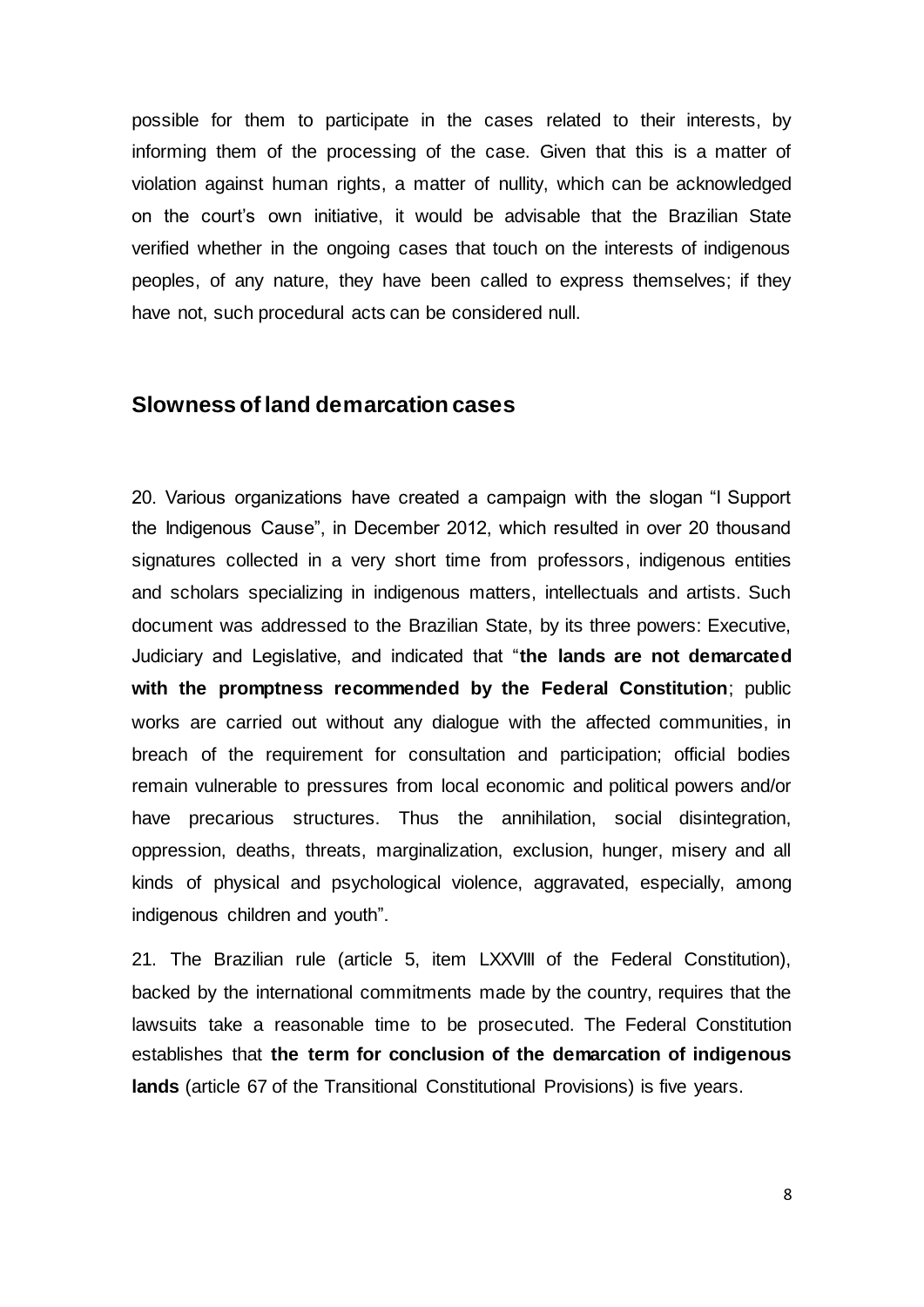possible for them to participate in the cases related to their interests, by informing them of the processing of the case. Given that this is a matter of violation against human rights, a matter of nullity, which can be acknowledged on the court's own initiative, it would be advisable that the Brazilian State verified whether in the ongoing cases that touch on the interests of indigenous peoples, of any nature, they have been called to express themselves; if they have not, such procedural acts can be considered null.

## Slowness of land demarcation cases

20. Various organizations have created a campaign with the slogan "I Support the Indigenous Cause", in December 2012, which resulted in over 20 thousand signatures collected in a very short time from professors, indigenous entities and scholars specializing in indigenous matters, intellectuals and artists. Such document was addressed to the Brazilian State, by its three powers: Executive, Judiciary and Legislative, and indicated that "**the lands are not demarcated with the promptness recommended by the Federal Constitution**; public works are carried out without any dialogue with the affected communities, in breach of the requirement for consultation and participation; official bodies remain vulnerable to pressures from local economic and political powers and/or have precarious structures. Thus the annihilation, social disintegration, oppression, deaths, threats, marginalization, exclusion, hunger, misery and all kinds of physical and psychological violence, aggravated, especially, among indigenous children and youth".

21. The Brazilian rule (article 5, item LXXVIII of the Federal Constitution), backed by the international commitments made by the country, requires that the lawsuits take a reasonable time to be prosecuted. The Federal Constitution establishes that **the term for conclusion of the demarcation of indigenous lands** (article 67 of the Transitional Constitutional Provisions) is five years.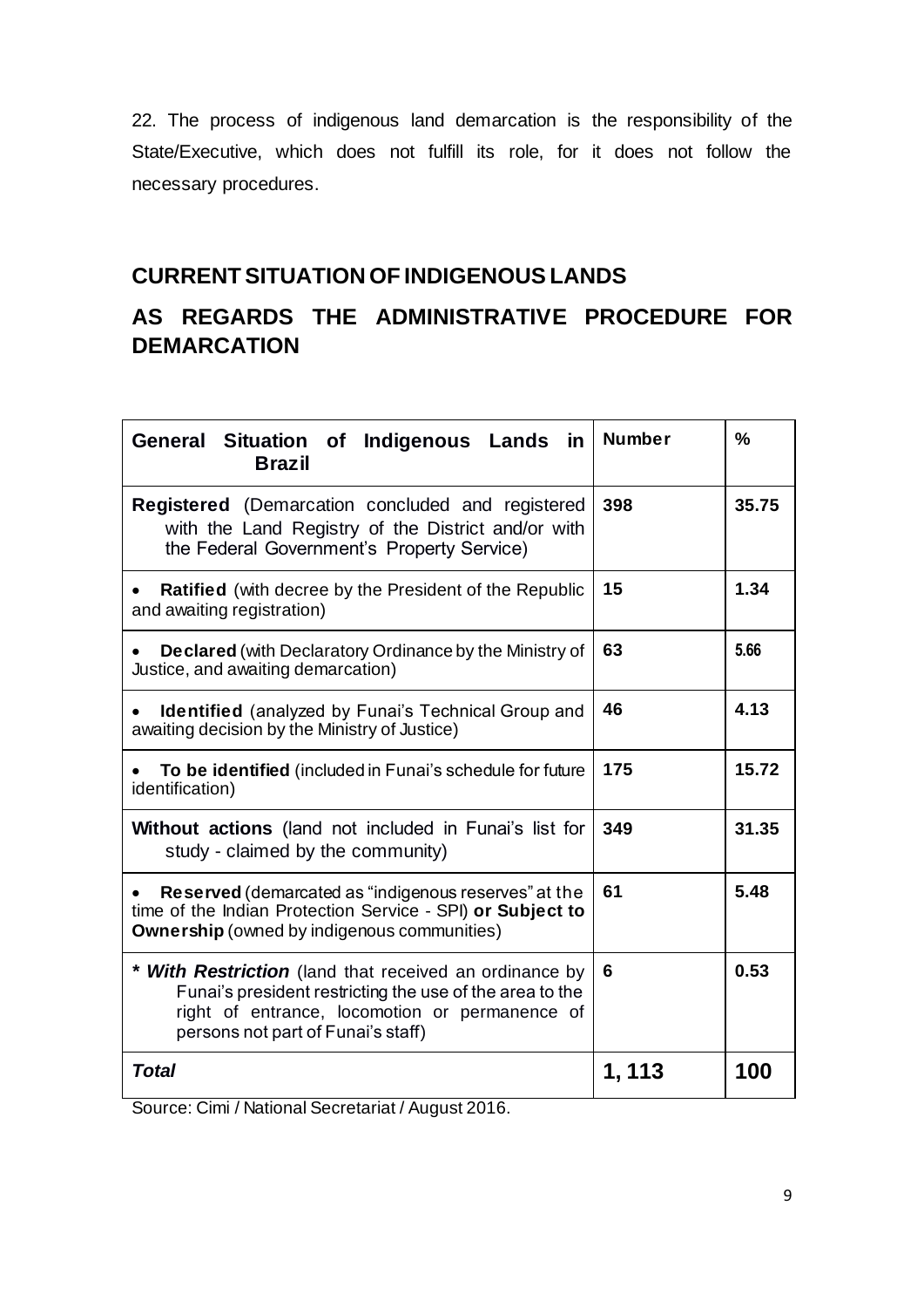22. The process of indigenous land demarcation is the responsibility of the State/Executive, which does not fulfill its role, for it does not follow the necessary procedures.

## CURRENT SITUATION OF INDIGENOUS LANDS

## AS REGARDS THE ADMINISTRATIVE PROCEDURE FOR DEMARCATION

| General Situation of Indigenous Lands in Brazil | Number | % |
|---|---|---|
| **Registered** (Demarcation concluded and registered with the Land Registry of the District and/or with the Federal Government's Property Service) | **398** | **35.75** |
| • **Ratified** (with decree by the President of the Republic and awaiting registration) | **15** | **1.34** |
| • **Declared** (with Declaratory Ordinance by the Ministry of Justice, and awaiting demarcation) | **63** | **5.66** |
| • **Identified** (analyzed by Funai's Technical Group and awaiting decision by the Ministry of Justice) | **46** | **4.13** |
| • **To be identified** (included in Funai's schedule for future identification) | **175** | **15.72** |
| **Without actions** (land not included in Funai's list for study - claimed by the community) | **349** | **31.35** |
| • **Reserved** (demarcated as "indigenous reserves" at the time of the Indian Protection Service - SPI) **or Subject to Ownership** (owned by indigenous communities) | **61** | **5.48** |
| ***\* With Restriction*** (land that received an ordinance by Funai's president restricting the use of the area to the right of entrance, locomotion or permanence of persons not part of Funai's staff) | **6** | **0.53** |
| ***Total*** | **1, 113** | **100** |

Source: Cimi / National Secretariat / August 2016.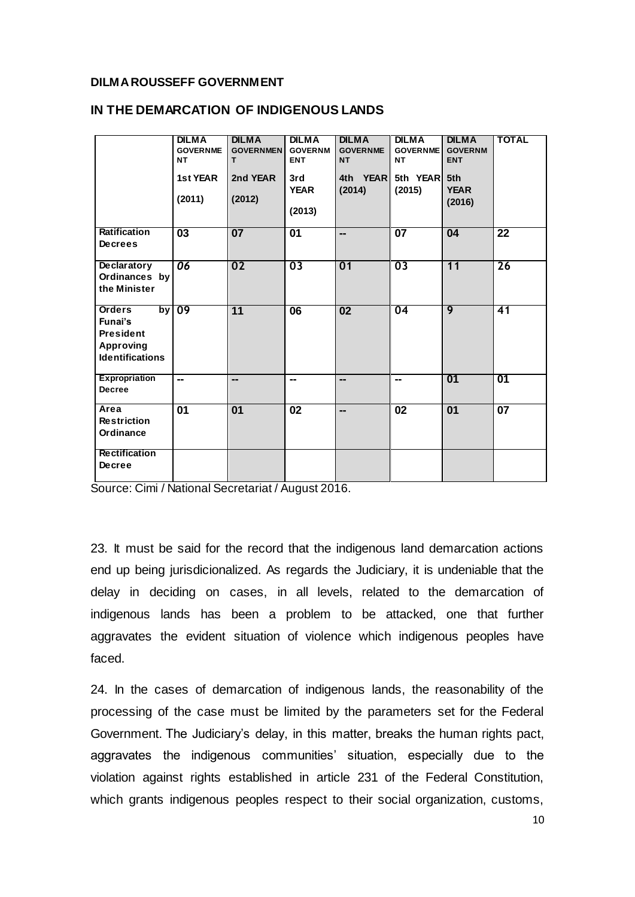**DILMA ROUSSEFF GOVERNMENT**

**IN THE DEMARCATION OF INDIGENOUS LANDS**

| | DILMA GOVERNMENT 1st YEAR (2011) | DILMA GOVERNMENT 2nd YEAR (2012) | DILMA GOVERNMENT 3rd YEAR (2013) | DILMA GOVERNMENT 4th YEAR (2014) | DILMA GOVERNMENT 5th YEAR (2015) | DILMA GOVERNMENT 5th YEAR (2016) | TOTAL |
|---|---|---|---|---|---|---|---|
| **Ratification Decrees** | 03 | 07 | 01 | -- | 07 | 04 | 22 |
| **Declaratory Ordinances by the Minister** | 06 | 02 | 03 | 01 | 03 | 11 | 26 |
| **Orders by Funai's President Approving Identifications** | 09 | 11 | 06 | 02 | 04 | 9 | 41 |
| **Expropriation Decree** | -- | -- | -- | -- | -- | 01 | 01 |
| **Area Restriction Ordinance** | 01 | 01 | 02 | -- | 02 | 01 | 07 |
| **Rectification Decree** | | | | | | | |

Source: Cimi / National Secretariat / August 2016.

23. It must be said for the record that the indigenous land demarcation actions end up being jurisdicionalized. As regards the Judiciary, it is undeniable that the delay in deciding on cases, in all levels, related to the demarcation of indigenous lands has been a problem to be attacked, one that further aggravates the evident situation of violence which indigenous peoples have faced.

24. In the cases of demarcation of indigenous lands, the reasonability of the processing of the case must be limited by the parameters set for the Federal Government. The Judiciary's delay, in this matter, breaks the human rights pact, aggravates the indigenous communities' situation, especially due to the violation against rights established in article 231 of the Federal Constitution, which grants indigenous peoples respect to their social organization, customs,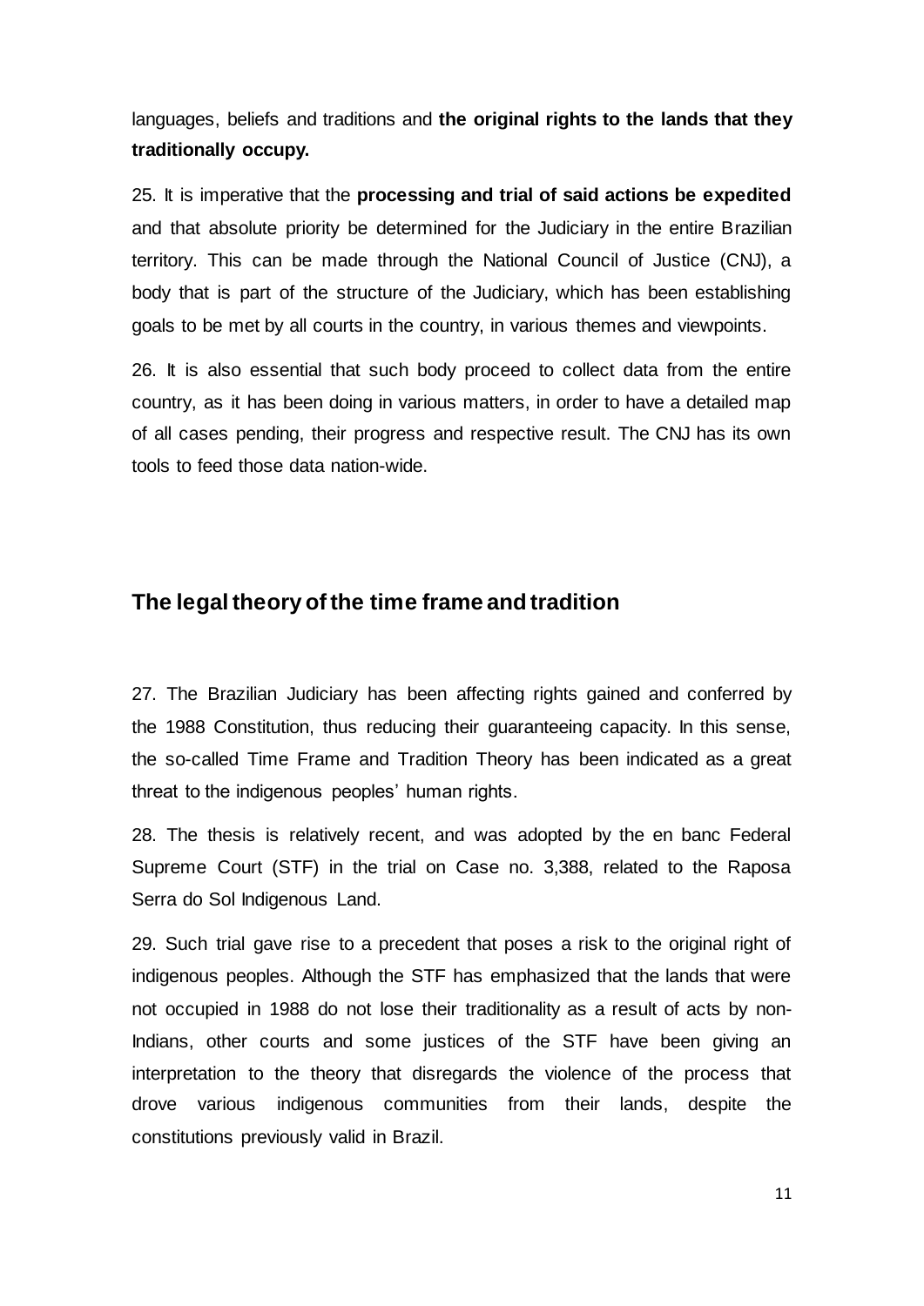languages, beliefs and traditions and **the original rights to the lands that they traditionally occupy.**

25. It is imperative that the **processing and trial of said actions be expedited** and that absolute priority be determined for the Judiciary in the entire Brazilian territory. This can be made through the National Council of Justice (CNJ), a body that is part of the structure of the Judiciary, which has been establishing goals to be met by all courts in the country, in various themes and viewpoints.

26. It is also essential that such body proceed to collect data from the entire country, as it has been doing in various matters, in order to have a detailed map of all cases pending, their progress and respective result. The CNJ has its own tools to feed those data nation-wide.

## The legal theory of the time frame and tradition

27. The Brazilian Judiciary has been affecting rights gained and conferred by the 1988 Constitution, thus reducing their guaranteeing capacity. In this sense, the so-called Time Frame and Tradition Theory has been indicated as a great threat to the indigenous peoples' human rights.

28. The thesis is relatively recent, and was adopted by the en banc Federal Supreme Court (STF) in the trial on Case no. 3,388, related to the Raposa Serra do Sol Indigenous Land.

29. Such trial gave rise to a precedent that poses a risk to the original right of indigenous peoples. Although the STF has emphasized that the lands that were not occupied in 1988 do not lose their traditionality as a result of acts by non-Indians, other courts and some justices of the STF have been giving an interpretation to the theory that disregards the violence of the process that drove various indigenous communities from their lands, despite the constitutions previously valid in Brazil.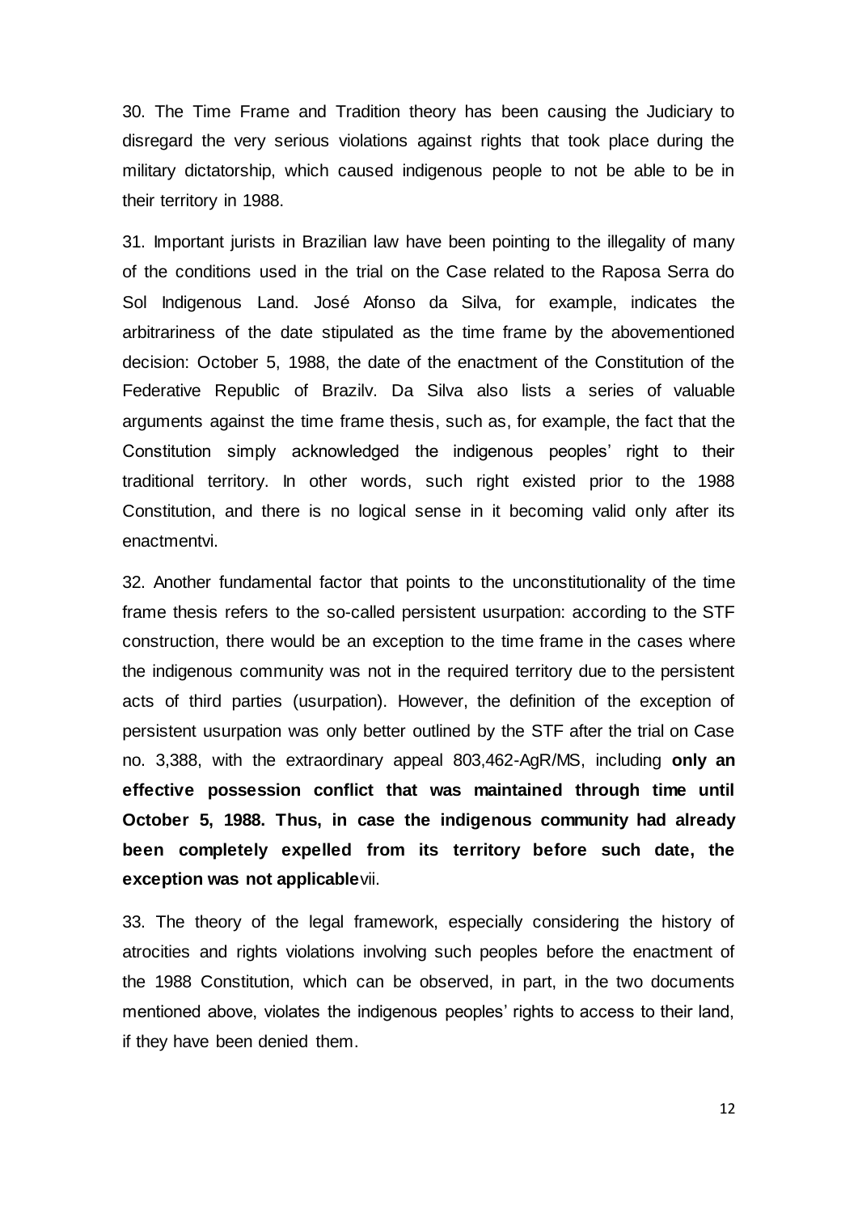30. The Time Frame and Tradition theory has been causing the Judiciary to disregard the very serious violations against rights that took place during the military dictatorship, which caused indigenous people to not be able to be in their territory in 1988.

31. Important jurists in Brazilian law have been pointing to the illegality of many of the conditions used in the trial on the Case related to the Raposa Serra do Sol Indigenous Land. José Afonso da Silva, for example, indicates the arbitrariness of the date stipulated as the time frame by the abovementioned decision: October 5, 1988, the date of the enactment of the Constitution of the Federative Republic of Brazil[v]. Da Silva also lists a series of valuable arguments against the time frame thesis, such as, for example, the fact that the Constitution simply acknowledged the indigenous peoples' right to their traditional territory. In other words, such right existed prior to the 1988 Constitution, and there is no logical sense in it becoming valid only after its enactment[vi].

32. Another fundamental factor that points to the unconstitutionality of the time frame thesis refers to the so-called persistent usurpation: according to the STF construction, there would be an exception to the time frame in the cases where the indigenous community was not in the required territory due to the persistent acts of third parties (usurpation). However, the definition of the exception of persistent usurpation was only better outlined by the STF after the trial on Case no. 3,388, with the extraordinary appeal 803,462-AgR/MS, including **only an effective possession conflict that was maintained through time until October 5, 1988. Thus, in case the indigenous community had already been completely expelled from its territory before such date, the exception was not applicable**[vii].

33. The theory of the legal framework, especially considering the history of atrocities and rights violations involving such peoples before the enactment of the 1988 Constitution, which can be observed, in part, in the two documents mentioned above, violates the indigenous peoples' rights to access to their land, if they have been denied them.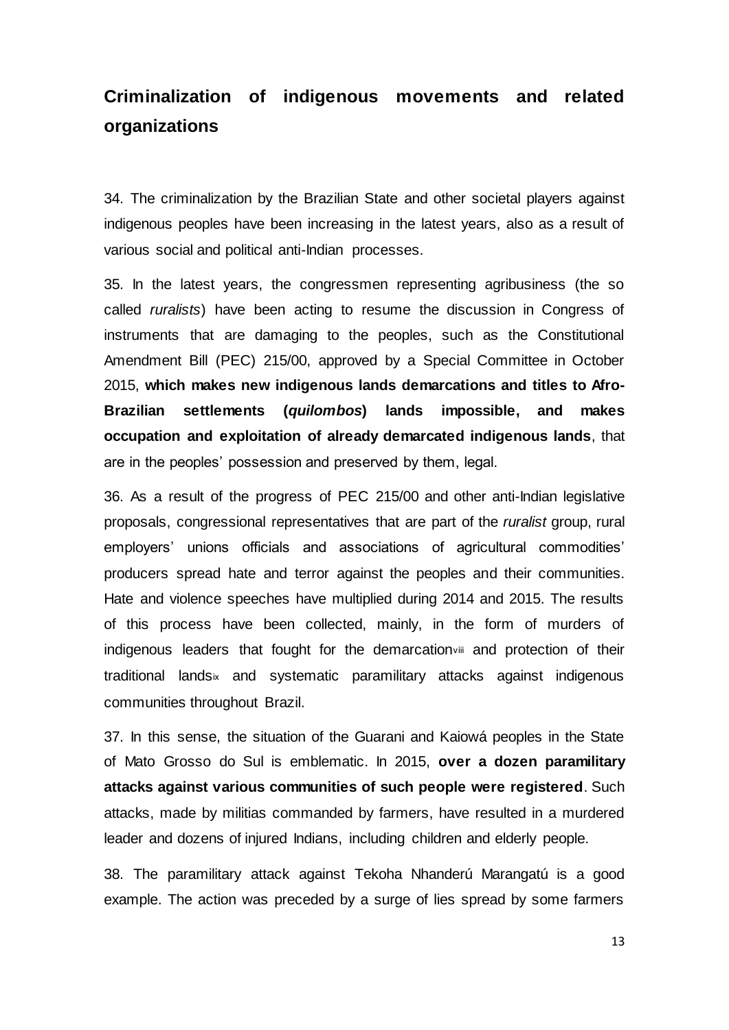## Criminalization of indigenous movements and related organizations

34. The criminalization by the Brazilian State and other societal players against indigenous peoples have been increasing in the latest years, also as a result of various social and political anti-Indian processes.

35. In the latest years, the congressmen representing agribusiness (the so called *ruralists*) have been acting to resume the discussion in Congress of instruments that are damaging to the peoples, such as the Constitutional Amendment Bill (PEC) 215/00, approved by a Special Committee in October 2015, **which makes new indigenous lands demarcations and titles to Afro-Brazilian settlements (*quilombos*) lands impossible, and makes occupation and exploitation of already demarcated indigenous lands**, that are in the peoples' possession and preserved by them, legal.

36. As a result of the progress of PEC 215/00 and other anti-Indian legislative proposals, congressional representatives that are part of the *ruralist* group, rural employers' unions officials and associations of agricultural commodities' producers spread hate and terror against the peoples and their communities. Hate and violence speeches have multiplied during 2014 and 2015. The results of this process have been collected, mainly, in the form of murders of indigenous leaders that fought for the demarcation[viii] and protection of their traditional lands[ix] and systematic paramilitary attacks against indigenous communities throughout Brazil.

37. In this sense, the situation of the Guarani and Kaiowá peoples in the State of Mato Grosso do Sul is emblematic. In 2015, **over a dozen paramilitary attacks against various communities of such people were registered**. Such attacks, made by militias commanded by farmers, have resulted in a murdered leader and dozens of injured Indians, including children and elderly people.

38. The paramilitary attack against Tekoha Nhanderú Marangatú is a good example. The action was preceded by a surge of lies spread by some farmers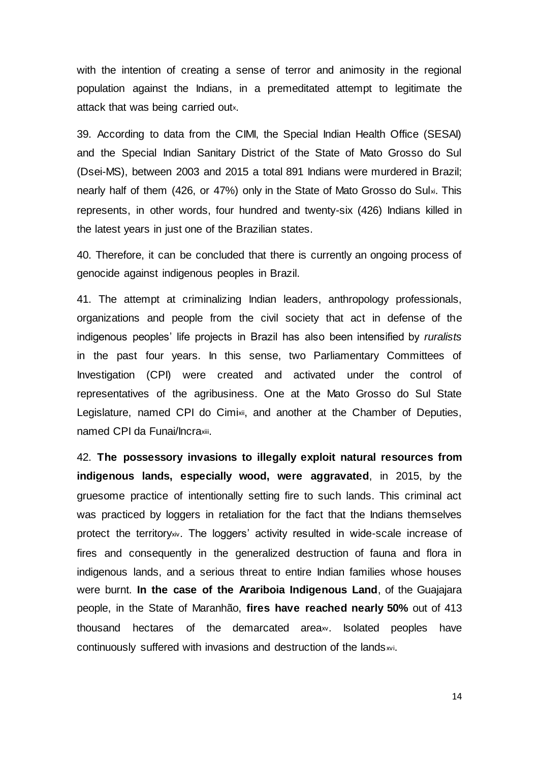with the intention of creating a sense of terror and animosity in the regional population against the Indians, in a premeditated attempt to legitimate the attack that was being carried out[x].

39. According to data from the CIMI, the Special Indian Health Office (SESAI) and the Special Indian Sanitary District of the State of Mato Grosso do Sul (Dsei-MS), between 2003 and 2015 a total 891 Indians were murdered in Brazil; nearly half of them (426, or 47%) only in the State of Mato Grosso do Sul[xi]. This represents, in other words, four hundred and twenty-six (426) Indians killed in the latest years in just one of the Brazilian states.

40. Therefore, it can be concluded that there is currently an ongoing process of genocide against indigenous peoples in Brazil.

41. The attempt at criminalizing Indian leaders, anthropology professionals, organizations and people from the civil society that act in defense of the indigenous peoples' life projects in Brazil has also been intensified by *ruralists* in the past four years. In this sense, two Parliamentary Committees of Investigation (CPI) were created and activated under the control of representatives of the agribusiness. One at the Mato Grosso do Sul State Legislature, named CPI do Cimi[xii], and another at the Chamber of Deputies, named CPI da Funai/Incra[xiii].

42. **The possessory invasions to illegally exploit natural resources from indigenous lands, especially wood, were aggravated**, in 2015, by the gruesome practice of intentionally setting fire to such lands. This criminal act was practiced by loggers in retaliation for the fact that the Indians themselves protect the territory[xiv]. The loggers' activity resulted in wide-scale increase of fires and consequently in the generalized destruction of fauna and flora in indigenous lands, and a serious threat to entire Indian families whose houses were burnt. **In the case of the Arariboia Indigenous Land**, of the Guajajara people, in the State of Maranhão, **fires have reached nearly 50%** out of 413 thousand hectares of the demarcated area[xv]. Isolated peoples have continuously suffered with invasions and destruction of the lands[xvi].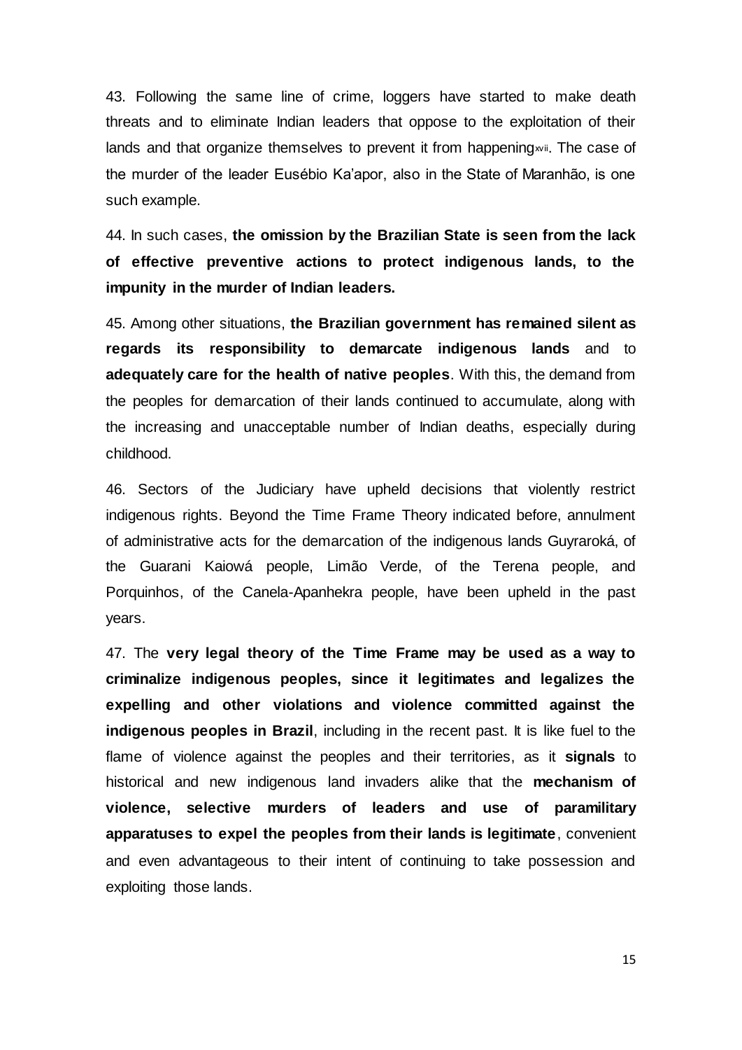43. Following the same line of crime, loggers have started to make death threats and to eliminate Indian leaders that oppose to the exploitation of their lands and that organize themselves to prevent it from happening[xvii]. The case of the murder of the leader Eusébio Ka'apor, also in the State of Maranhão, is one such example.

44. In such cases, **the omission by the Brazilian State is seen from the lack of effective preventive actions to protect indigenous lands, to the impunity in the murder of Indian leaders.**

45. Among other situations, **the Brazilian government has remained silent as regards its responsibility to demarcate indigenous lands** and to **adequately care for the health of native peoples**. With this, the demand from the peoples for demarcation of their lands continued to accumulate, along with the increasing and unacceptable number of Indian deaths, especially during childhood.

46. Sectors of the Judiciary have upheld decisions that violently restrict indigenous rights. Beyond the Time Frame Theory indicated before, annulment of administrative acts for the demarcation of the indigenous lands Guyraroká, of the Guarani Kaiowá people, Limão Verde, of the Terena people, and Porquinhos, of the Canela-Apanhekra people, have been upheld in the past years.

47. The **very legal theory of the Time Frame may be used as a way to criminalize indigenous peoples, since it legitimates and legalizes the expelling and other violations and violence committed against the indigenous peoples in Brazil**, including in the recent past. It is like fuel to the flame of violence against the peoples and their territories, as it **signals** to historical and new indigenous land invaders alike that the **mechanism of violence, selective murders of leaders and use of paramilitary apparatuses to expel the peoples from their lands is legitimate**, convenient and even advantageous to their intent of continuing to take possession and exploiting those lands.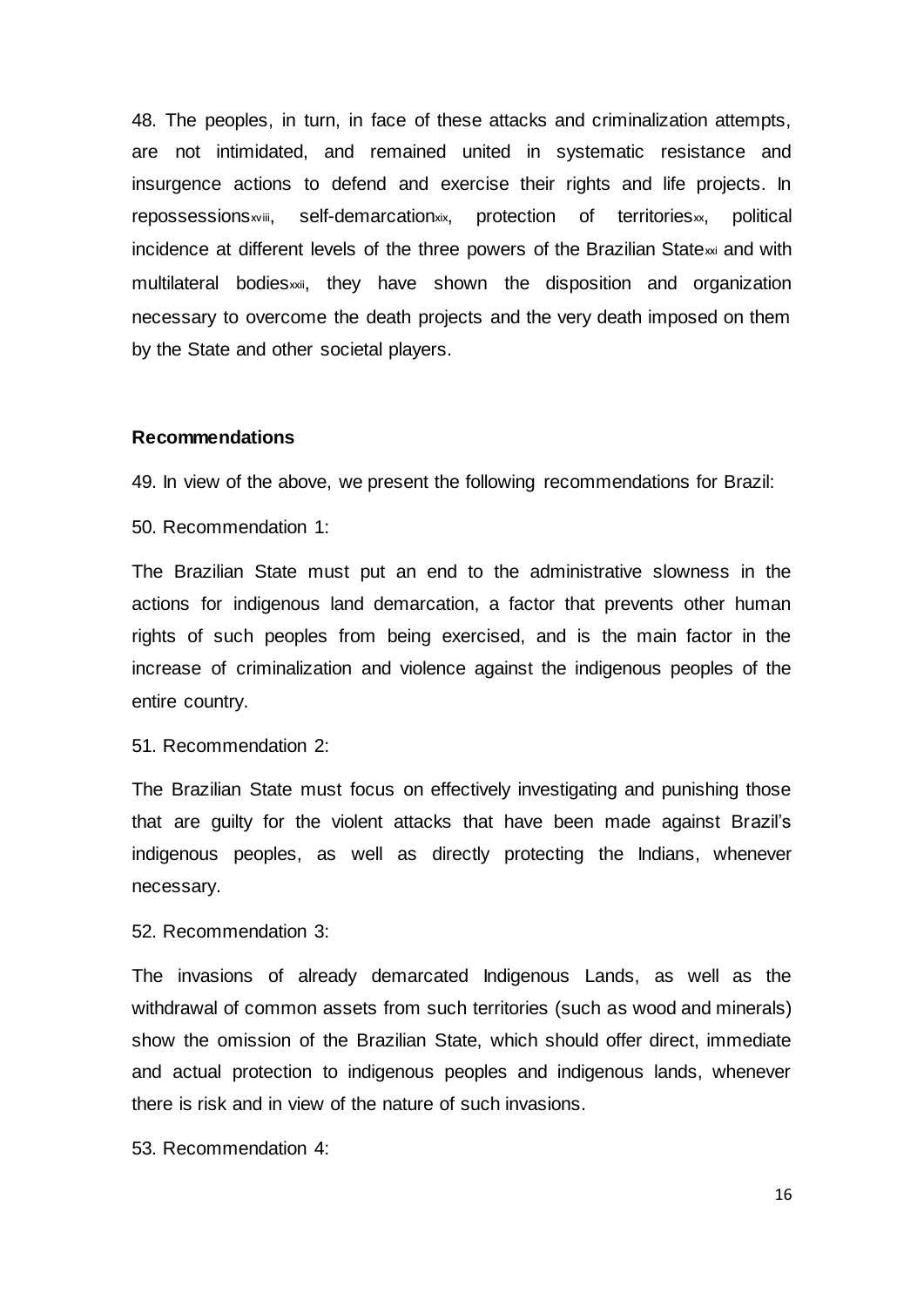48. The peoples, in turn, in face of these attacks and criminalization attempts, are not intimidated, and remained united in systematic resistance and insurgence actions to defend and exercise their rights and life projects. In repossessions[xviii], self-demarcation[xix], protection of territories[xx], political incidence at different levels of the three powers of the Brazilian State[xxi] and with multilateral bodies[xxii], they have shown the disposition and organization necessary to overcome the death projects and the very death imposed on them by the State and other societal players.

**Recommendations**

49. In view of the above, we present the following recommendations for Brazil:

50. Recommendation 1:

The Brazilian State must put an end to the administrative slowness in the actions for indigenous land demarcation, a factor that prevents other human rights of such peoples from being exercised, and is the main factor in the increase of criminalization and violence against the indigenous peoples of the entire country.

51. Recommendation 2:

The Brazilian State must focus on effectively investigating and punishing those that are guilty for the violent attacks that have been made against Brazil's indigenous peoples, as well as directly protecting the Indians, whenever necessary.

52. Recommendation 3:

The invasions of already demarcated Indigenous Lands, as well as the withdrawal of common assets from such territories (such as wood and minerals) show the omission of the Brazilian State, which should offer direct, immediate and actual protection to indigenous peoples and indigenous lands, whenever there is risk and in view of the nature of such invasions.

53. Recommendation 4: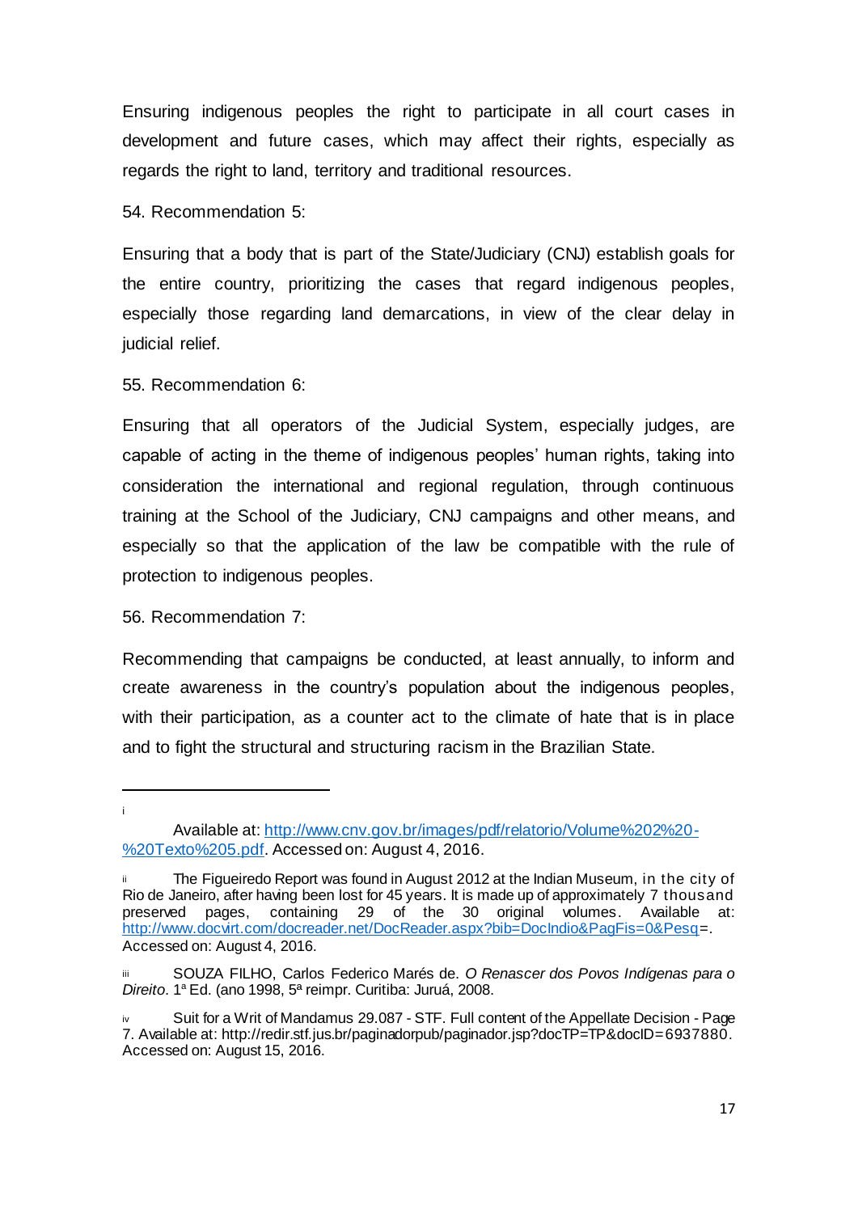Ensuring indigenous peoples the right to participate in all court cases in development and future cases, which may affect their rights, especially as regards the right to land, territory and traditional resources.

54. Recommendation 5:

Ensuring that a body that is part of the State/Judiciary (CNJ) establish goals for the entire country, prioritizing the cases that regard indigenous peoples, especially those regarding land demarcations, in view of the clear delay in judicial relief.

55. Recommendation 6:

Ensuring that all operators of the Judicial System, especially judges, are capable of acting in the theme of indigenous peoples' human rights, taking into consideration the international and regional regulation, through continuous training at the School of the Judiciary, CNJ campaigns and other means, and especially so that the application of the law be compatible with the rule of protection to indigenous peoples.

56. Recommendation 7:

Recommending that campaigns be conducted, at least annually, to inform and create awareness in the country's population about the indigenous peoples, with their participation, as a counter act to the climate of hate that is in place and to fight the structural and structuring racism in the Brazilian State.

---

[i] Available at: http://www.cnv.gov.br/images/pdf/relatorio/Volume%202%20-%20Texto%205.pdf. Accessed on: August 4, 2016.

[ii] The Figueiredo Report was found in August 2012 at the Indian Museum, in the city of Rio de Janeiro, after having been lost for 45 years. It is made up of approximately 7 thousand preserved pages, containing 29 of the 30 original volumes. Available at: http://www.docvirt.com/docreader.net/DocReader.aspx?bib=DocIndio&PagFis=0&Pesq=. Accessed on: August 4, 2016.

[iii] SOUZA FILHO, Carlos Federico Marés de. *O Renascer dos Povos Indígenas para o Direito*. 1ª Ed. (ano 1998, 5ª reimpr. Curitiba: Juruá, 2008.

[iv] Suit for a Writ of Mandamus 29.087 - STF. Full content of the Appellate Decision - Page 7. Available at: http://redir.stf.jus.br/paginadorpub/paginador.jsp?docTP=TP&docID=6937880. Accessed on: August 15, 2016.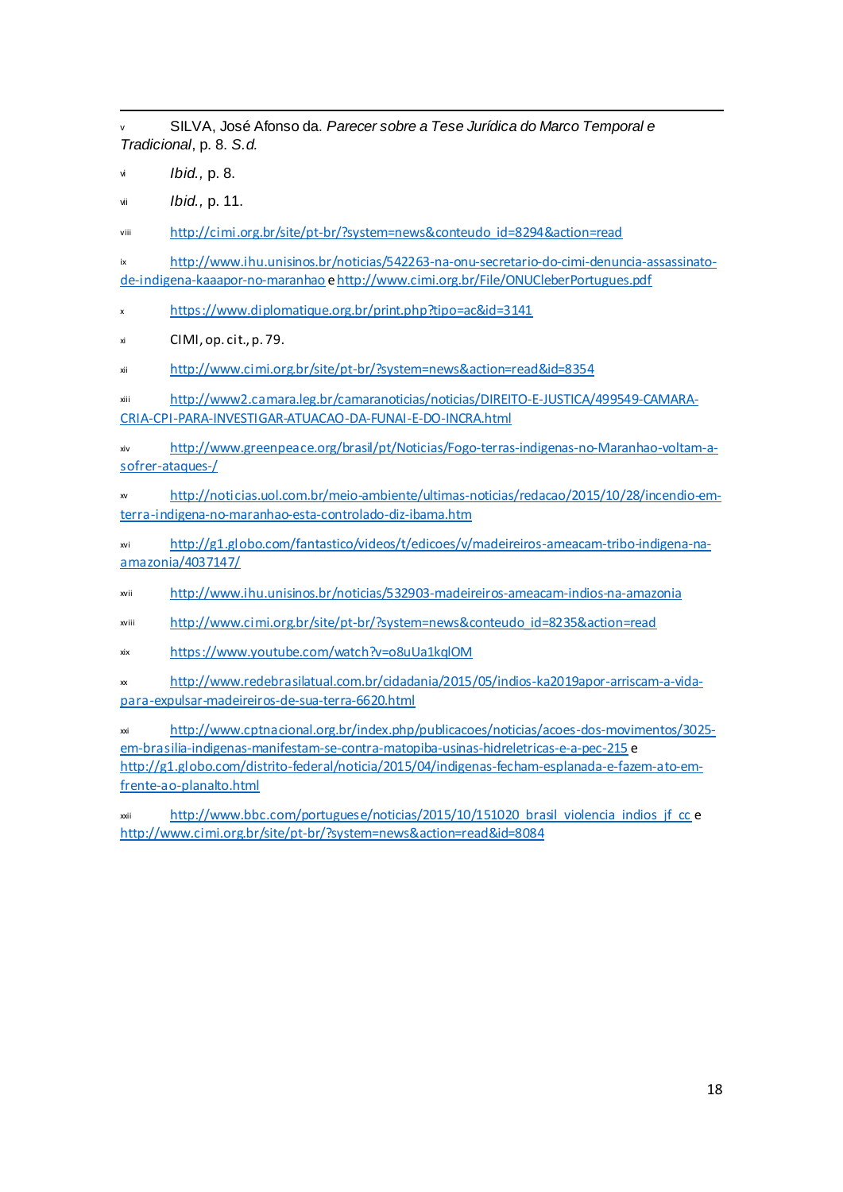---

v SILVA, José Afonso da. *Parecer sobre a Tese Jurídica do Marco Temporal e Tradicional*, p. 8. *S.d.*

vi *Ibid.*, p. 8.

vii *Ibid.*, p. 11.

viii http://cimi.org.br/site/pt-br/?system=news&conteudo_id=8294&action=read

ix http://www.ihu.unisinos.br/noticias/542263-na-onu-secretario-do-cimi-denuncia-assassinato-de-indigena-kaaapor-no-maranhao e http://www.cimi.org.br/File/ONUCleberPortugues.pdf

x https://www.diplomatique.org.br/print.php?tipo=ac&id=3141

xi CIMI, op. cit., p. 79.

xii http://www.cimi.org.br/site/pt-br/?system=news&action=read&id=8354

xiii http://www2.camara.leg.br/camaranoticias/noticias/DIREITO-E-JUSTICA/499549-CAMARA-CRIA-CPI-PARA-INVESTIGAR-ATUACAO-DA-FUNAI-E-DO-INCRA.html

xiv http://www.greenpeace.org/brasil/pt/Noticias/Fogo-terras-indigenas-no-Maranhao-voltam-a-sofrer-ataques-/

xv http://noticias.uol.com.br/meio-ambiente/ultimas-noticias/redacao/2015/10/28/incendio-em-terra-indigena-no-maranhao-esta-controlado-diz-ibama.htm

xvi http://g1.globo.com/fantastico/videos/t/edicoes/v/madeireiros-ameacam-tribo-indigena-na-amazonia/4037147/

xvii http://www.ihu.unisinos.br/noticias/532903-madeireiros-ameacam-indios-na-amazonia

xviii http://www.cimi.org.br/site/pt-br/?system=news&conteudo_id=8235&action=read

xix https://www.youtube.com/watch?v=o8uUa1kqlOM

xx http://www.redebrasilatual.com.br/cidadania/2015/05/indios-ka2019apor-arriscam-a-vida-para-expulsar-madeireiros-de-sua-terra-6620.html

xxi http://www.cptnacional.org.br/index.php/publicacoes/noticias/acoes-dos-movimentos/3025-em-brasilia-indigenas-manifestam-se-contra-matopiba-usinas-hidreletricas-e-a-pec-215 e http://g1.globo.com/distrito-federal/noticia/2015/04/indigenas-fecham-esplanada-e-fazem-ato-em-frente-ao-planalto.html

xxii http://www.bbc.com/portuguese/noticias/2015/10/151020_brasil_violencia_indios_jf_cc e http://www.cimi.org.br/site/pt-br/?system=news&action=read&id=8084